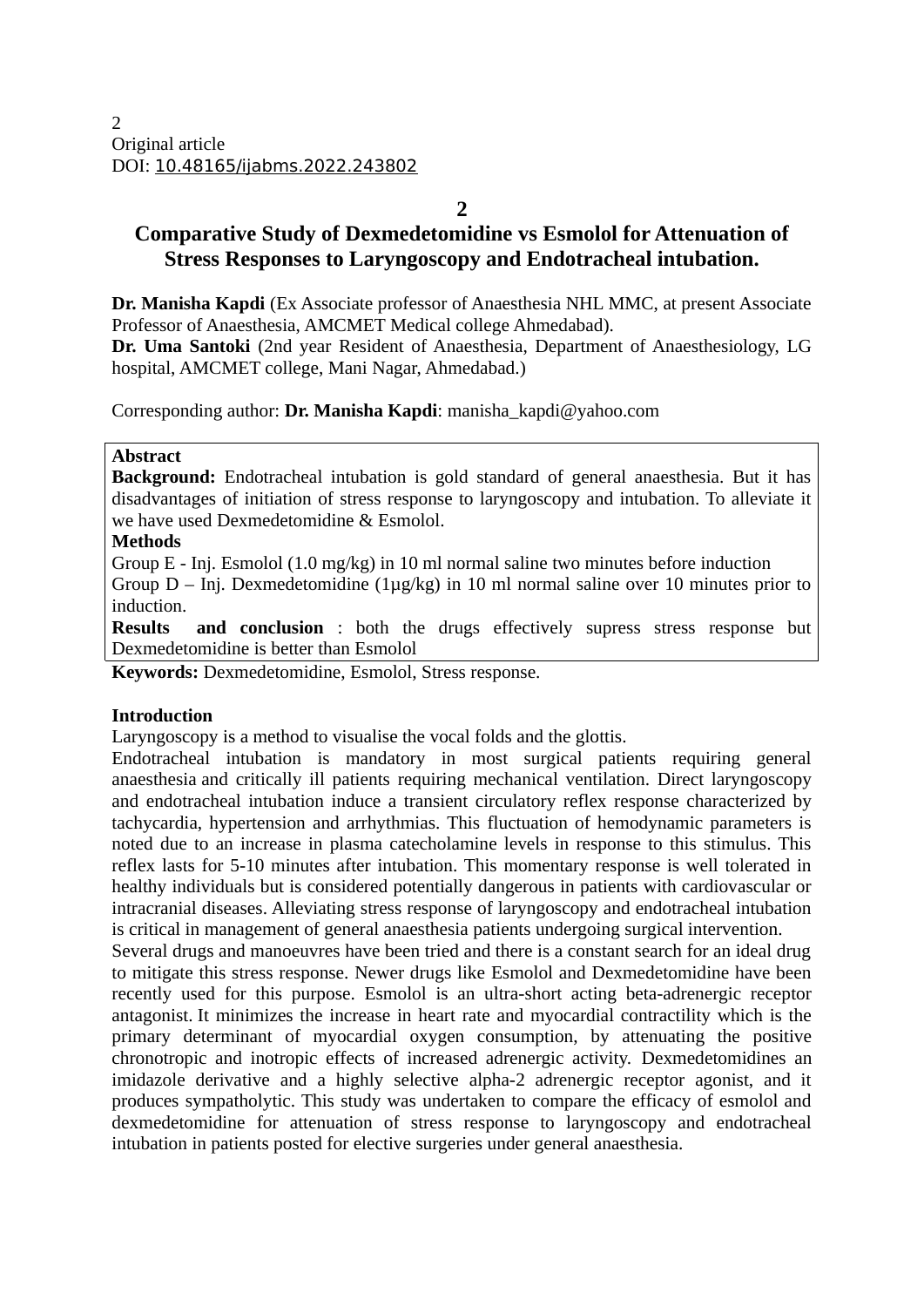2
Original article
DOI: 10.48165/ijabms.2022.243802

**2**

# Comparative Study of Dexmedetomidine vs Esmolol for Attenuation of Stress Responses to Laryngoscopy and Endotracheal intubation.

**Dr. Manisha Kapdi** (Ex Associate professor of Anaesthesia NHL MMC, at present Associate Professor of Anaesthesia, AMCMET Medical college Ahmedabad).
**Dr. Uma Santoki** (2nd year Resident of Anaesthesia, Department of Anaesthesiology, LG hospital, AMCMET college, Mani Nagar, Ahmedabad.)

Corresponding author: **Dr. Manisha Kapdi**: manisha_kapdi@yahoo.com

**Abstract**

**Background:** Endotracheal intubation is gold standard of general anaesthesia. But it has disadvantages of initiation of stress response to laryngoscopy and intubation. To alleviate it we have used Dexmedetomidine & Esmolol.

**Methods**

Group E - Inj. Esmolol (1.0 mg/kg) in 10 ml normal saline two minutes before induction
Group D – Inj. Dexmedetomidine (1µg/kg) in 10 ml normal saline over 10 minutes prior to induction.

**Results and conclusion** : both the drugs effectively supress stress response but Dexmedetomidine is better than Esmolol

**Keywords:** Dexmedetomidine, Esmolol, Stress response.

## Introduction

Laryngoscopy is a method to visualise the vocal folds and the glottis.
Endotracheal intubation is mandatory in most surgical patients requiring general anaesthesia and critically ill patients requiring mechanical ventilation. Direct laryngoscopy and endotracheal intubation induce a transient circulatory reflex response characterized by tachycardia, hypertension and arrhythmias. This fluctuation of hemodynamic parameters is noted due to an increase in plasma catecholamine levels in response to this stimulus. This reflex lasts for 5-10 minutes after intubation. This momentary response is well tolerated in healthy individuals but is considered potentially dangerous in patients with cardiovascular or intracranial diseases. Alleviating stress response of laryngoscopy and endotracheal intubation is critical in management of general anaesthesia patients undergoing surgical intervention.
Several drugs and manoeuvres have been tried and there is a constant search for an ideal drug to mitigate this stress response. Newer drugs like Esmolol and Dexmedetomidine have been recently used for this purpose. Esmolol is an ultra-short acting beta-adrenergic receptor antagonist. It minimizes the increase in heart rate and myocardial contractility which is the primary determinant of myocardial oxygen consumption, by attenuating the positive chronotropic and inotropic effects of increased adrenergic activity. Dexmedetomidines an imidazole derivative and a highly selective alpha-2 adrenergic receptor agonist, and it produces sympatholytic. This study was undertaken to compare the efficacy of esmolol and dexmedetomidine for attenuation of stress response to laryngoscopy and endotracheal intubation in patients posted for elective surgeries under general anaesthesia.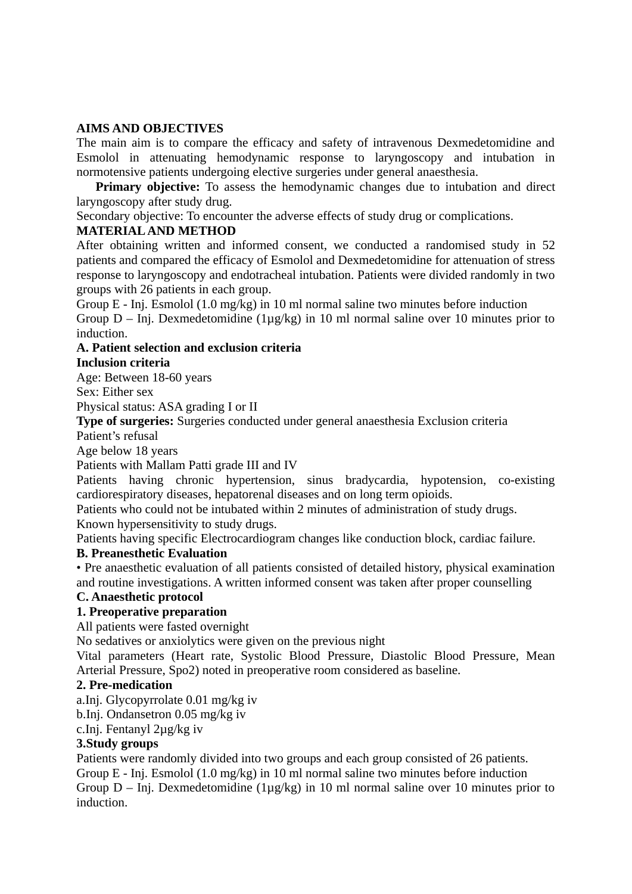**AIMS AND OBJECTIVES**

The main aim is to compare the efficacy and safety of intravenous Dexmedetomidine and Esmolol in attenuating hemodynamic response to laryngoscopy and intubation in normotensive patients undergoing elective surgeries under general anaesthesia.

**Primary objective:** To assess the hemodynamic changes due to intubation and direct laryngoscopy after study drug.

Secondary objective: To encounter the adverse effects of study drug or complications.

**MATERIAL AND METHOD**

After obtaining written and informed consent, we conducted a randomised study in 52 patients and compared the efficacy of Esmolol and Dexmedetomidine for attenuation of stress response to laryngoscopy and endotracheal intubation. Patients were divided randomly in two groups with 26 patients in each group.

Group E - Inj. Esmolol (1.0 mg/kg) in 10 ml normal saline two minutes before induction

Group D – Inj. Dexmedetomidine (1µg/kg) in 10 ml normal saline over 10 minutes prior to induction.

**A. Patient selection and exclusion criteria**

**Inclusion criteria**

Age: Between 18-60 years

Sex: Either sex

Physical status: ASA grading I or II

**Type of surgeries:** Surgeries conducted under general anaesthesia Exclusion criteria

Patient's refusal

Age below 18 years

Patients with Mallam Patti grade III and IV

Patients having chronic hypertension, sinus bradycardia, hypotension, co-existing cardiorespiratory diseases, hepatorenal diseases and on long term opioids.

Patients who could not be intubated within 2 minutes of administration of study drugs.

Known hypersensitivity to study drugs.

Patients having specific Electrocardiogram changes like conduction block, cardiac failure.

**B. Preanesthetic Evaluation**

- Pre anaesthetic evaluation of all patients consisted of detailed history, physical examination and routine investigations. A written informed consent was taken after proper counselling

**C. Anaesthetic protocol**

**1. Preoperative preparation**

All patients were fasted overnight

No sedatives or anxiolytics were given on the previous night

Vital parameters (Heart rate, Systolic Blood Pressure, Diastolic Blood Pressure, Mean Arterial Pressure, Spo2) noted in preoperative room considered as baseline.

**2. Pre-medication**

a.Inj. Glycopyrrolate 0.01 mg/kg iv

b.Inj. Ondansetron 0.05 mg/kg iv

c.Inj. Fentanyl 2µg/kg iv

**3.Study groups**

Patients were randomly divided into two groups and each group consisted of 26 patients.

Group E - Inj. Esmolol (1.0 mg/kg) in 10 ml normal saline two minutes before induction

Group D – Inj. Dexmedetomidine (1µg/kg) in 10 ml normal saline over 10 minutes prior to induction.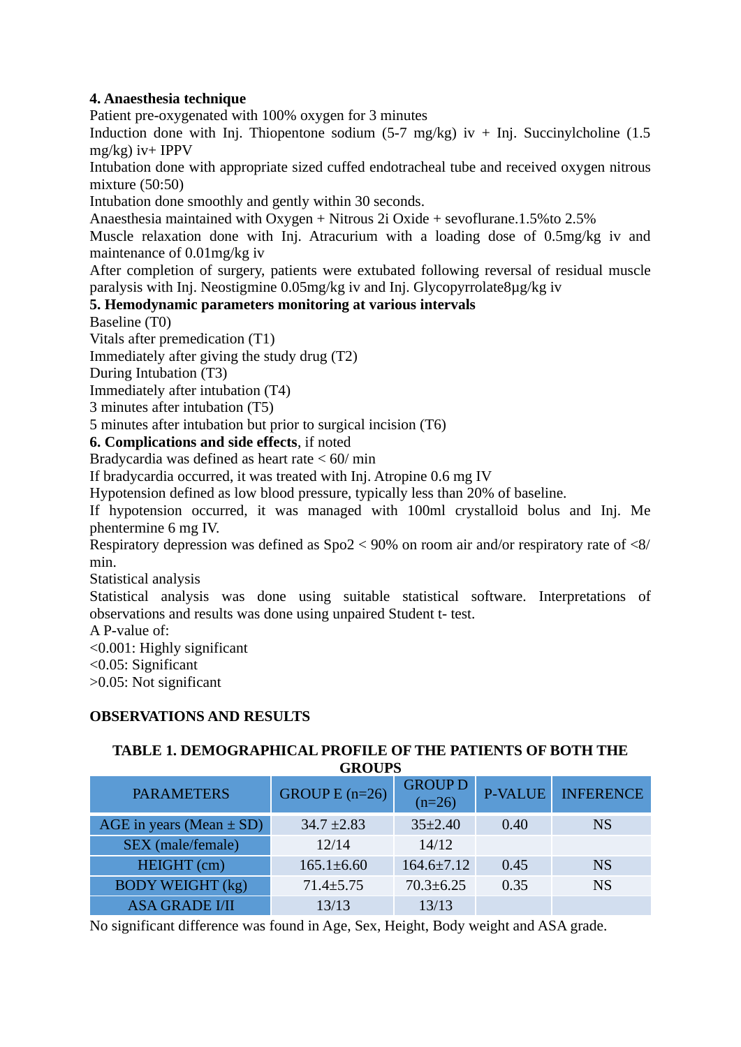**4. Anaesthesia technique**

Patient pre-oxygenated with 100% oxygen for 3 minutes

Induction done with Inj. Thiopentone sodium (5-7 mg/kg) iv + Inj. Succinylcholine (1.5 mg/kg) iv+ IPPV

Intubation done with appropriate sized cuffed endotracheal tube and received oxygen nitrous mixture (50:50)

Intubation done smoothly and gently within 30 seconds.

Anaesthesia maintained with Oxygen + Nitrous 2i Oxide + sevoflurane.1.5%to 2.5%

Muscle relaxation done with Inj. Atracurium with a loading dose of 0.5mg/kg iv and maintenance of 0.01mg/kg iv

After completion of surgery, patients were extubated following reversal of residual muscle paralysis with Inj. Neostigmine 0.05mg/kg iv and Inj. Glycopyrrolate8μg/kg iv

**5. Hemodynamic parameters monitoring at various intervals**

Baseline (T0)

Vitals after premedication (T1)

Immediately after giving the study drug (T2)

During Intubation (T3)

Immediately after intubation (T4)

3 minutes after intubation (T5)

5 minutes after intubation but prior to surgical incision (T6)

**6. Complications and side effects**, if noted

Bradycardia was defined as heart rate < 60/ min

If bradycardia occurred, it was treated with Inj. Atropine 0.6 mg IV

Hypotension defined as low blood pressure, typically less than 20% of baseline.

If hypotension occurred, it was managed with 100ml crystalloid bolus and Inj. Me phentermine 6 mg IV.

Respiratory depression was defined as Spo2 < 90% on room air and/or respiratory rate of <8/ min.

Statistical analysis

Statistical analysis was done using suitable statistical software. Interpretations of observations and results was done using unpaired Student t- test.

A P-value of:

<0.001: Highly significant

<0.05: Significant

>0.05: Not significant

**OBSERVATIONS AND RESULTS**

**TABLE 1. DEMOGRAPHICAL PROFILE OF THE PATIENTS OF BOTH THE GROUPS**

| PARAMETERS | GROUP E (n=26) | GROUP D (n=26) | P-VALUE | INFERENCE |
|---|---|---|---|---|
| AGE in years (Mean ± SD) | 34.7 ±2.83 | 35±2.40 | 0.40 | NS |
| SEX (male/female) | 12/14 | 14/12 | | |
| HEIGHT (cm) | 165.1±6.60 | 164.6±7.12 | 0.45 | NS |
| BODY WEIGHT (kg) | 71.4±5.75 | 70.3±6.25 | 0.35 | NS |
| ASA GRADE I/II | 13/13 | 13/13 | | |

No significant difference was found in Age, Sex, Height, Body weight and ASA grade.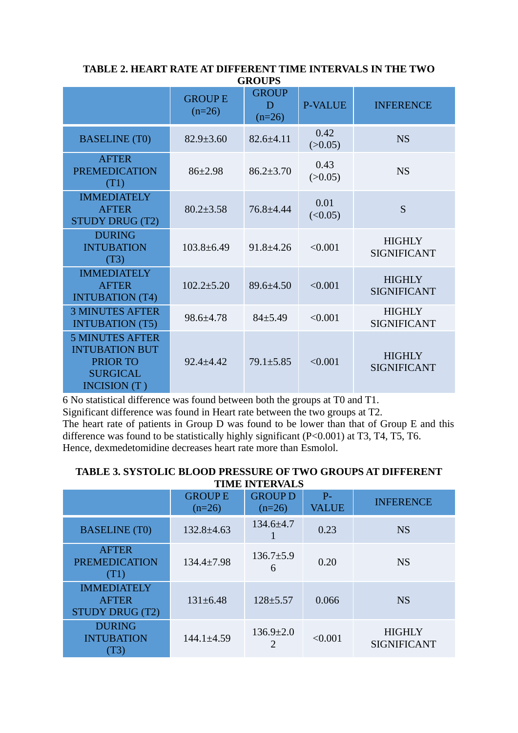**TABLE 2. HEART RATE AT DIFFERENT TIME INTERVALS IN THE TWO GROUPS**

| | GROUP E (n=26) | GROUP D (n=26) | P-VALUE | INFERENCE |
|---|---|---|---|---|
| BASELINE (T0) | 82.9±3.60 | 82.6±4.11 | 0.42 (>0.05) | NS |
| AFTER PREMEDICATION (T1) | 86±2.98 | 86.2±3.70 | 0.43 (>0.05) | NS |
| IMMEDIATELY AFTER STUDY DRUG (T2) | 80.2±3.58 | 76.8±4.44 | 0.01 (<0.05) | S |
| DURING INTUBATION (T3) | 103.8±6.49 | 91.8±4.26 | <0.001 | HIGHLY SIGNIFICANT |
| IMMEDIATELY AFTER INTUBATION (T4) | 102.2±5.20 | 89.6±4.50 | <0.001 | HIGHLY SIGNIFICANT |
| 3 MINUTES AFTER INTUBATION (T5) | 98.6±4.78 | 84±5.49 | <0.001 | HIGHLY SIGNIFICANT |
| 5 MINUTES AFTER INTUBATION BUT PRIOR TO SURGICAL INCISION (T ) | 92.4±4.42 | 79.1±5.85 | <0.001 | HIGHLY SIGNIFICANT |

6 No statistical difference was found between both the groups at T0 and T1.
Significant difference was found in Heart rate between the two groups at T2.
The heart rate of patients in Group D was found to be lower than that of Group E and this difference was found to be statistically highly significant (P<0.001) at T3, T4, T5, T6.
Hence, dexmedetomidine decreases heart rate more than Esmolol.

**TABLE 3. SYSTOLIC BLOOD PRESSURE OF TWO GROUPS AT DIFFERENT TIME INTERVALS**

| | GROUP E (n=26) | GROUP D (n=26) | P-VALUE | INFERENCE |
|---|---|---|---|---|
| BASELINE (T0) | 132.8±4.63 | 134.6±4.71 | 0.23 | NS |
| AFTER PREMEDICATION (T1) | 134.4±7.98 | 136.7±5.96 | 0.20 | NS |
| IMMEDIATELY AFTER STUDY DRUG (T2) | 131±6.48 | 128±5.57 | 0.066 | NS |
| DURING INTUBATION (T3) | 144.1±4.59 | 136.9±2.02 | <0.001 | HIGHLY SIGNIFICANT |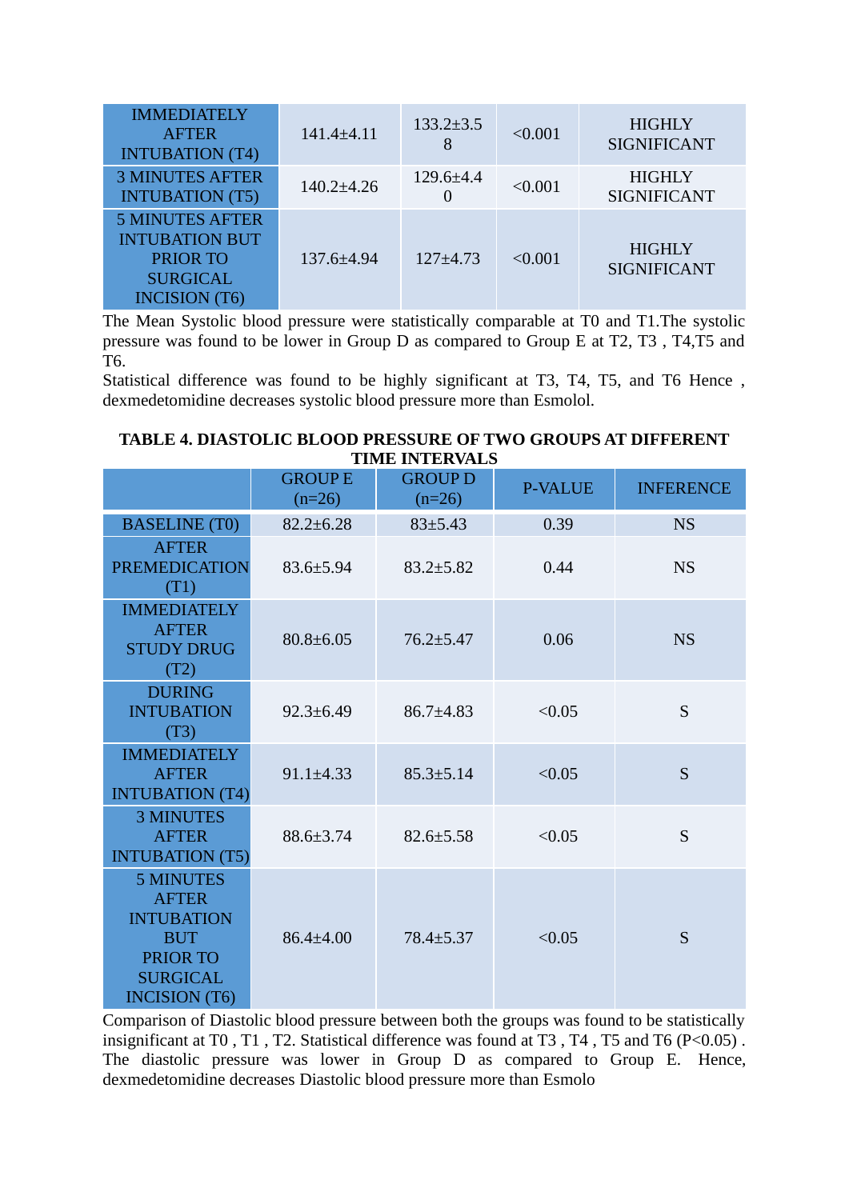| IMMEDIATELY AFTER INTUBATION (T4) | 141.4±4.11 | 133.2±3.58 | <0.001 | HIGHLY SIGNIFICANT |
|---|---|---|---|---|
| 3 MINUTES AFTER INTUBATION (T5) | 140.2±4.26 | 129.6±4.40 | <0.001 | HIGHLY SIGNIFICANT |
| 5 MINUTES AFTER INTUBATION BUT PRIOR TO SURGICAL INCISION (T6) | 137.6±4.94 | 127±4.73 | <0.001 | HIGHLY SIGNIFICANT |

The Mean Systolic blood pressure were statistically comparable at T0 and T1.The systolic pressure was found to be lower in Group D as compared to Group E at T2, T3 , T4,T5 and T6.

Statistical difference was found to be highly significant at T3, T4, T5, and T6 Hence , dexmedetomidine decreases systolic blood pressure more than Esmolol.

**TABLE 4. DIASTOLIC BLOOD PRESSURE OF TWO GROUPS AT DIFFERENT TIME INTERVALS**

| | GROUP E (n=26) | GROUP D (n=26) | P-VALUE | INFERENCE |
|---|---|---|---|---|
| BASELINE (T0) | 82.2±6.28 | 83±5.43 | 0.39 | NS |
| AFTER PREMEDICATION (T1) | 83.6±5.94 | 83.2±5.82 | 0.44 | NS |
| IMMEDIATELY AFTER STUDY DRUG (T2) | 80.8±6.05 | 76.2±5.47 | 0.06 | NS |
| DURING INTUBATION (T3) | 92.3±6.49 | 86.7±4.83 | <0.05 | S |
| IMMEDIATELY AFTER INTUBATION (T4) | 91.1±4.33 | 85.3±5.14 | <0.05 | S |
| 3 MINUTES AFTER INTUBATION (T5) | 88.6±3.74 | 82.6±5.58 | <0.05 | S |
| 5 MINUTES AFTER INTUBATION BUT PRIOR TO SURGICAL INCISION (T6) | 86.4±4.00 | 78.4±5.37 | <0.05 | S |

Comparison of Diastolic blood pressure between both the groups was found to be statistically insignificant at T0 , T1 , T2. Statistical difference was found at T3 , T4 , T5 and T6 (P<0.05) . The diastolic pressure was lower in Group D as compared to Group E. Hence, dexmedetomidine decreases Diastolic blood pressure more than Esmolo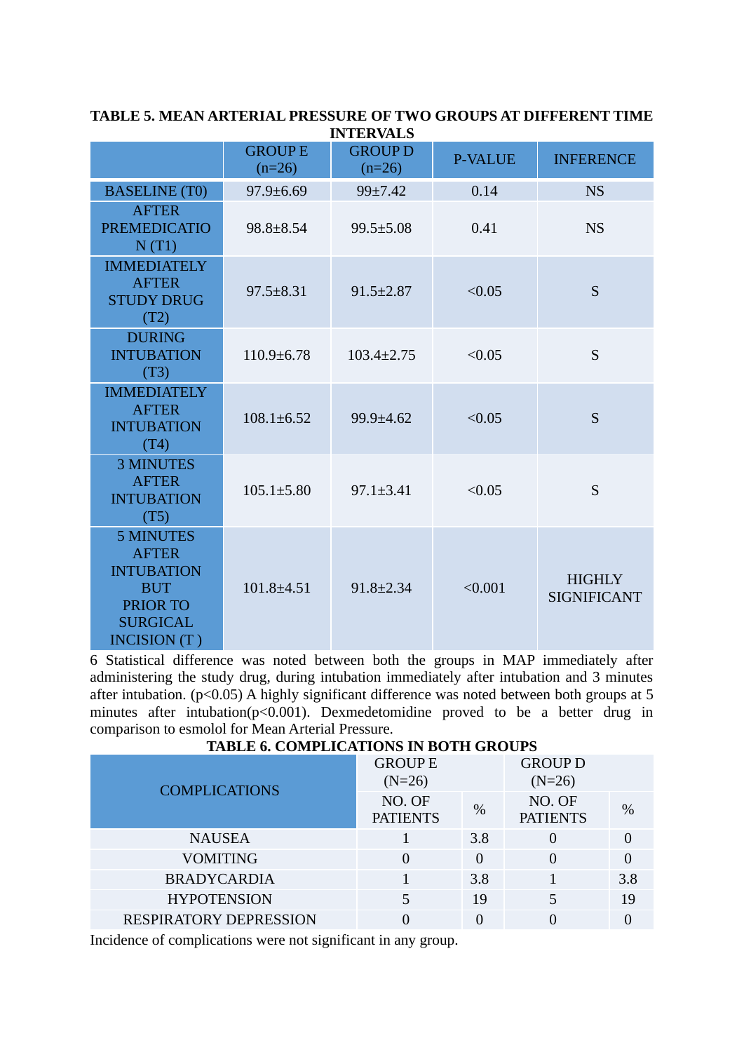**TABLE 5. MEAN ARTERIAL PRESSURE OF TWO GROUPS AT DIFFERENT TIME INTERVALS**

| | GROUP E (n=26) | GROUP D (n=26) | P-VALUE | INFERENCE |
|---|---|---|---|---|
| BASELINE (T0) | 97.9±6.69 | 99±7.42 | 0.14 | NS |
| AFTER PREMEDICATION (T1) | 98.8±8.54 | 99.5±5.08 | 0.41 | NS |
| IMMEDIATELY AFTER STUDY DRUG (T2) | 97.5±8.31 | 91.5±2.87 | <0.05 | S |
| DURING INTUBATION (T3) | 110.9±6.78 | 103.4±2.75 | <0.05 | S |
| IMMEDIATELY AFTER INTUBATION (T4) | 108.1±6.52 | 99.9±4.62 | <0.05 | S |
| 3 MINUTES AFTER INTUBATION (T5) | 105.1±5.80 | 97.1±3.41 | <0.05 | S |
| 5 MINUTES AFTER INTUBATION BUT PRIOR TO SURGICAL INCISION (T ) | 101.8±4.51 | 91.8±2.34 | <0.001 | HIGHLY SIGNIFICANT |

6 Statistical difference was noted between both the groups in MAP immediately after administering the study drug, during intubation immediately after intubation and 3 minutes after intubation. ($p<0.05$) A highly significant difference was noted between both groups at 5 minutes after intubation($p<0.001$). Dexmedetomidine proved to be a better drug in comparison to esmolol for Mean Arterial Pressure.

**TABLE 6. COMPLICATIONS IN BOTH GROUPS**

| COMPLICATIONS | GROUP E (N=26) | | GROUP D (N=26) | |
|---|---|---|---|---|
| | NO. OF PATIENTS | % | NO. OF PATIENTS | % |
| NAUSEA | 1 | 3.8 | 0 | 0 |
| VOMITING | 0 | 0 | 0 | 0 |
| BRADYCARDIA | 1 | 3.8 | 1 | 3.8 |
| HYPOTENSION | 5 | 19 | 5 | 19 |
| RESPIRATORY DEPRESSION | 0 | 0 | 0 | 0 |

Incidence of complications were not significant in any group.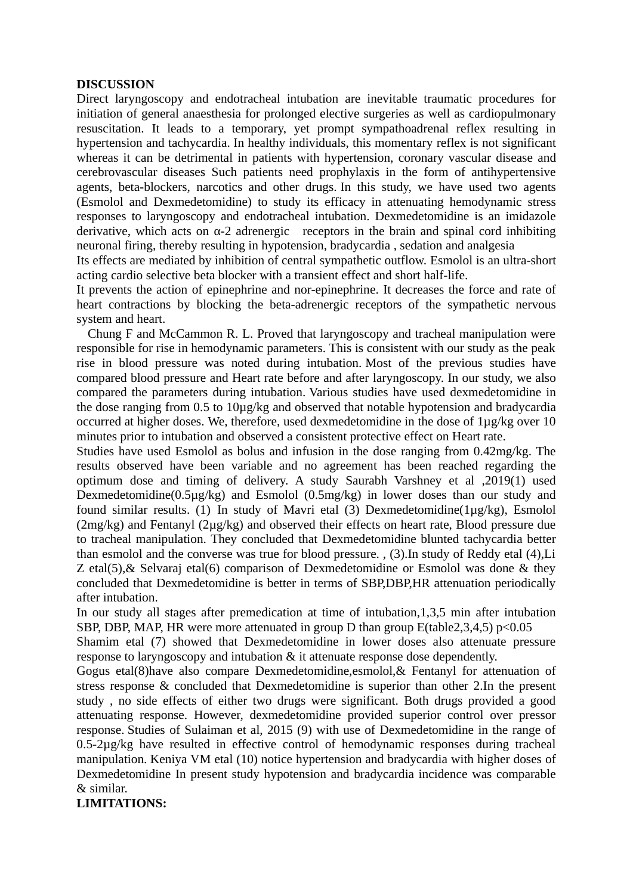**DISCUSSION**

Direct laryngoscopy and endotracheal intubation are inevitable traumatic procedures for initiation of general anaesthesia for prolonged elective surgeries as well as cardiopulmonary resuscitation. It leads to a temporary, yet prompt sympathoadrenal reflex resulting in hypertension and tachycardia. In healthy individuals, this momentary reflex is not significant whereas it can be detrimental in patients with hypertension, coronary vascular disease and cerebrovascular diseases Such patients need prophylaxis in the form of antihypertensive agents, beta-blockers, narcotics and other drugs. In this study, we have used two agents (Esmolol and Dexmedetomidine) to study its efficacy in attenuating hemodynamic stress responses to laryngoscopy and endotracheal intubation. Dexmedetomidine is an imidazole derivative, which acts on α-2 adrenergic receptors in the brain and spinal cord inhibiting neuronal firing, thereby resulting in hypotension, bradycardia , sedation and analgesia

Its effects are mediated by inhibition of central sympathetic outflow. Esmolol is an ultra-short acting cardio selective beta blocker with a transient effect and short half-life.

It prevents the action of epinephrine and nor-epinephrine. It decreases the force and rate of heart contractions by blocking the beta-adrenergic receptors of the sympathetic nervous system and heart.

Chung F and McCammon R. L. Proved that laryngoscopy and tracheal manipulation were responsible for rise in hemodynamic parameters. This is consistent with our study as the peak rise in blood pressure was noted during intubation. Most of the previous studies have compared blood pressure and Heart rate before and after laryngoscopy. In our study, we also compared the parameters during intubation. Various studies have used dexmedetomidine in the dose ranging from 0.5 to 10µg/kg and observed that notable hypotension and bradycardia occurred at higher doses. We, therefore, used dexmedetomidine in the dose of 1µg/kg over 10 minutes prior to intubation and observed a consistent protective effect on Heart rate.

Studies have used Esmolol as bolus and infusion in the dose ranging from 0.42mg/kg. The results observed have been variable and no agreement has been reached regarding the optimum dose and timing of delivery. A study Saurabh Varshney et al ,2019(1) used Dexmedetomidine(0.5µg/kg) and Esmolol (0.5mg/kg) in lower doses than our study and found similar results. (1) In study of Mavri etal (3) Dexmedetomidine(1µg/kg), Esmolol (2mg/kg) and Fentanyl (2µg/kg) and observed their effects on heart rate, Blood pressure due to tracheal manipulation. They concluded that Dexmedetomidine blunted tachycardia better than esmolol and the converse was true for blood pressure. , (3).In study of Reddy etal (4),Li Z etal(5),& Selvaraj etal(6) comparison of Dexmedetomidine or Esmolol was done & they concluded that Dexmedetomidine is better in terms of SBP,DBP,HR attenuation periodically after intubation.

In our study all stages after premedication at time of intubation,1,3,5 min after intubation SBP, DBP, MAP, HR were more attenuated in group D than group E(table2,3,4,5) $p<0.05$

Shamim etal (7) showed that Dexmedetomidine in lower doses also attenuate pressure response to laryngoscopy and intubation & it attenuate response dose dependently.

Gogus etal(8)have also compare Dexmedetomidine,esmolol,& Fentanyl for attenuation of stress response & concluded that Dexmedetomidine is superior than other 2.In the present study , no side effects of either two drugs were significant. Both drugs provided a good attenuating response. However, dexmedetomidine provided superior control over pressor response. Studies of Sulaiman et al, 2015 (9) with use of Dexmedetomidine in the range of 0.5-2µg/kg have resulted in effective control of hemodynamic responses during tracheal manipulation. Keniya VM etal (10) notice hypertension and bradycardia with higher doses of Dexmedetomidine In present study hypotension and bradycardia incidence was comparable & similar.

**LIMITATIONS:**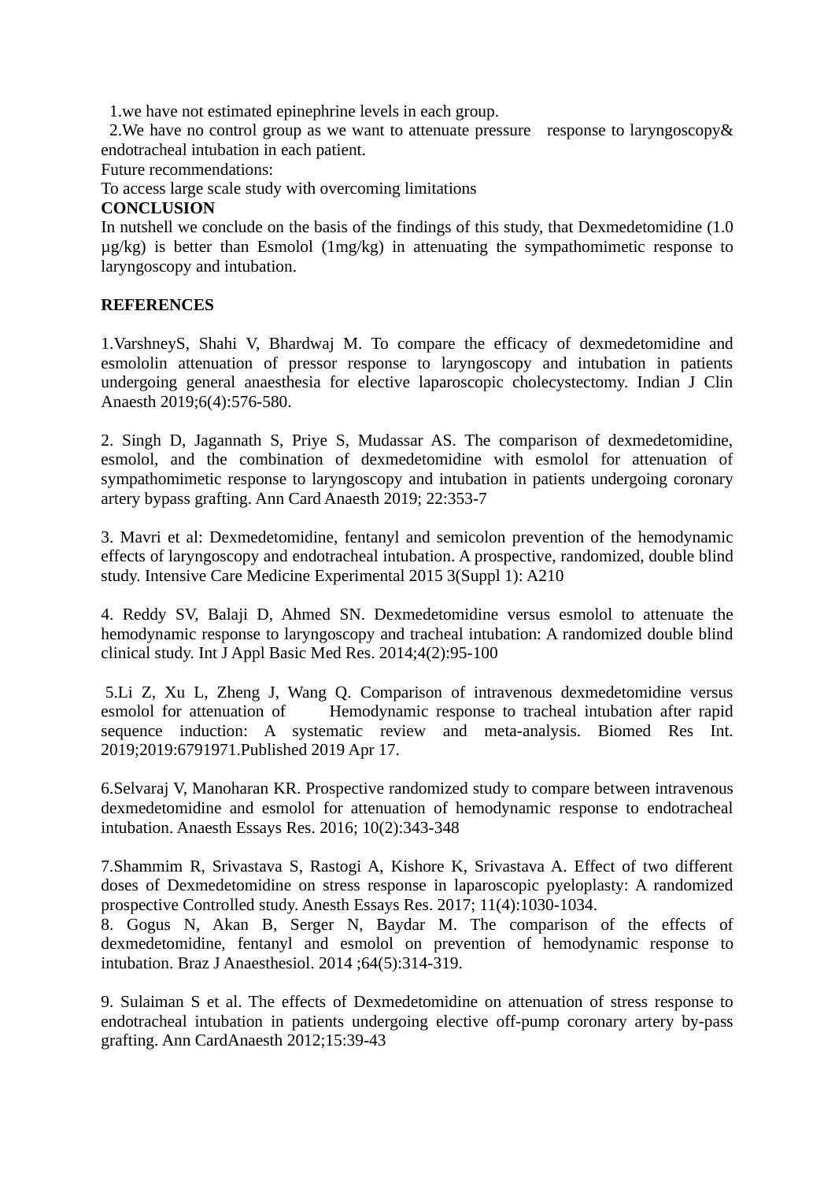1.we have not estimated epinephrine levels in each group.
2.We have no control group as we want to attenuate pressure response to laryngoscopy& endotracheal intubation in each patient.

Future recommendations:

To access large scale study with overcoming limitations

**CONCLUSION**

In nutshell we conclude on the basis of the findings of this study, that Dexmedetomidine (1.0 μg/kg) is better than Esmolol (1mg/kg) in attenuating the sympathomimetic response to laryngoscopy and intubation.

**REFERENCES**

1.VarshneyS, Shahi V, Bhardwaj M. To compare the efficacy of dexmedetomidine and esmololin attenuation of pressor response to laryngoscopy and intubation in patients undergoing general anaesthesia for elective laparoscopic cholecystectomy. Indian J Clin Anaesth 2019;6(4):576-580.

2. Singh D, Jagannath S, Priye S, Mudassar AS. The comparison of dexmedetomidine, esmolol, and the combination of dexmedetomidine with esmolol for attenuation of sympathomimetic response to laryngoscopy and intubation in patients undergoing coronary artery bypass grafting. Ann Card Anaesth 2019; 22:353-7

3. Mavri et al: Dexmedetomidine, fentanyl and semicolon prevention of the hemodynamic effects of laryngoscopy and endotracheal intubation. A prospective, randomized, double blind study. Intensive Care Medicine Experimental 2015 3(Suppl 1): A210

4. Reddy SV, Balaji D, Ahmed SN. Dexmedetomidine versus esmolol to attenuate the hemodynamic response to laryngoscopy and tracheal intubation: A randomized double blind clinical study. Int J Appl Basic Med Res. 2014;4(2):95-100

5.Li Z, Xu L, Zheng J, Wang Q. Comparison of intravenous dexmedetomidine versus esmolol for attenuation of Hemodynamic response to tracheal intubation after rapid sequence induction: A systematic review and meta-analysis. Biomed Res Int. 2019;2019:6791971.Published 2019 Apr 17.

6.Selvaraj V, Manoharan KR. Prospective randomized study to compare between intravenous dexmedetomidine and esmolol for attenuation of hemodynamic response to endotracheal intubation. Anaesth Essays Res. 2016; 10(2):343-348

7.Shammim R, Srivastava S, Rastogi A, Kishore K, Srivastava A. Effect of two different doses of Dexmedetomidine on stress response in laparoscopic pyeloplasty: A randomized prospective Controlled study. Anesth Essays Res. 2017; 11(4):1030-1034.

8. Gogus N, Akan B, Serger N, Baydar M. The comparison of the effects of dexmedetomidine, fentanyl and esmolol on prevention of hemodynamic response to intubation. Braz J Anaesthesiol. 2014 ;64(5):314-319.

9. Sulaiman S et al. The effects of Dexmedetomidine on attenuation of stress response to endotracheal intubation in patients undergoing elective off-pump coronary artery by-pass grafting. Ann CardAnaesth 2012;15:39-43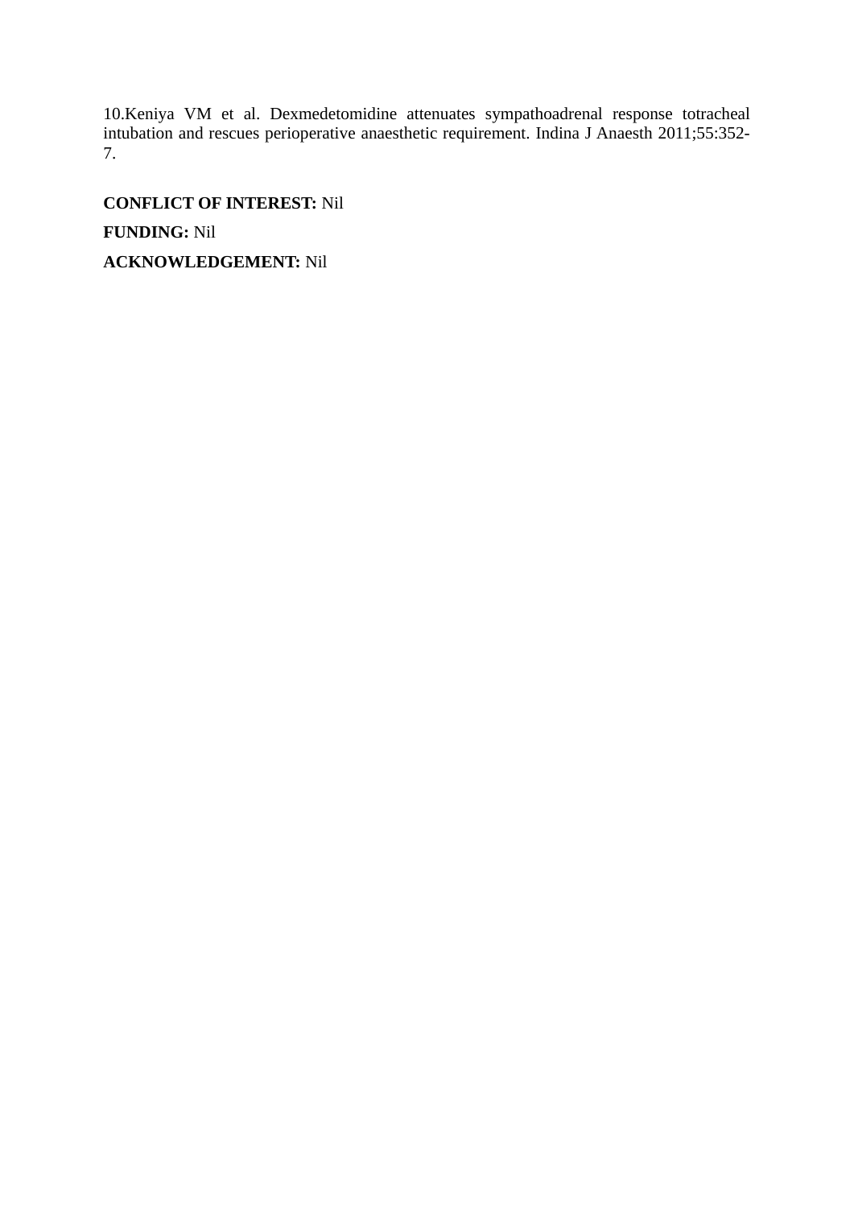10.Keniya VM et al. Dexmedetomidine attenuates sympathoadrenal response totracheal intubation and rescues perioperative anaesthetic requirement. Indina J Anaesth 2011;55:352-7.

**CONFLICT OF INTEREST:** Nil

**FUNDING:** Nil

**ACKNOWLEDGEMENT:** Nil